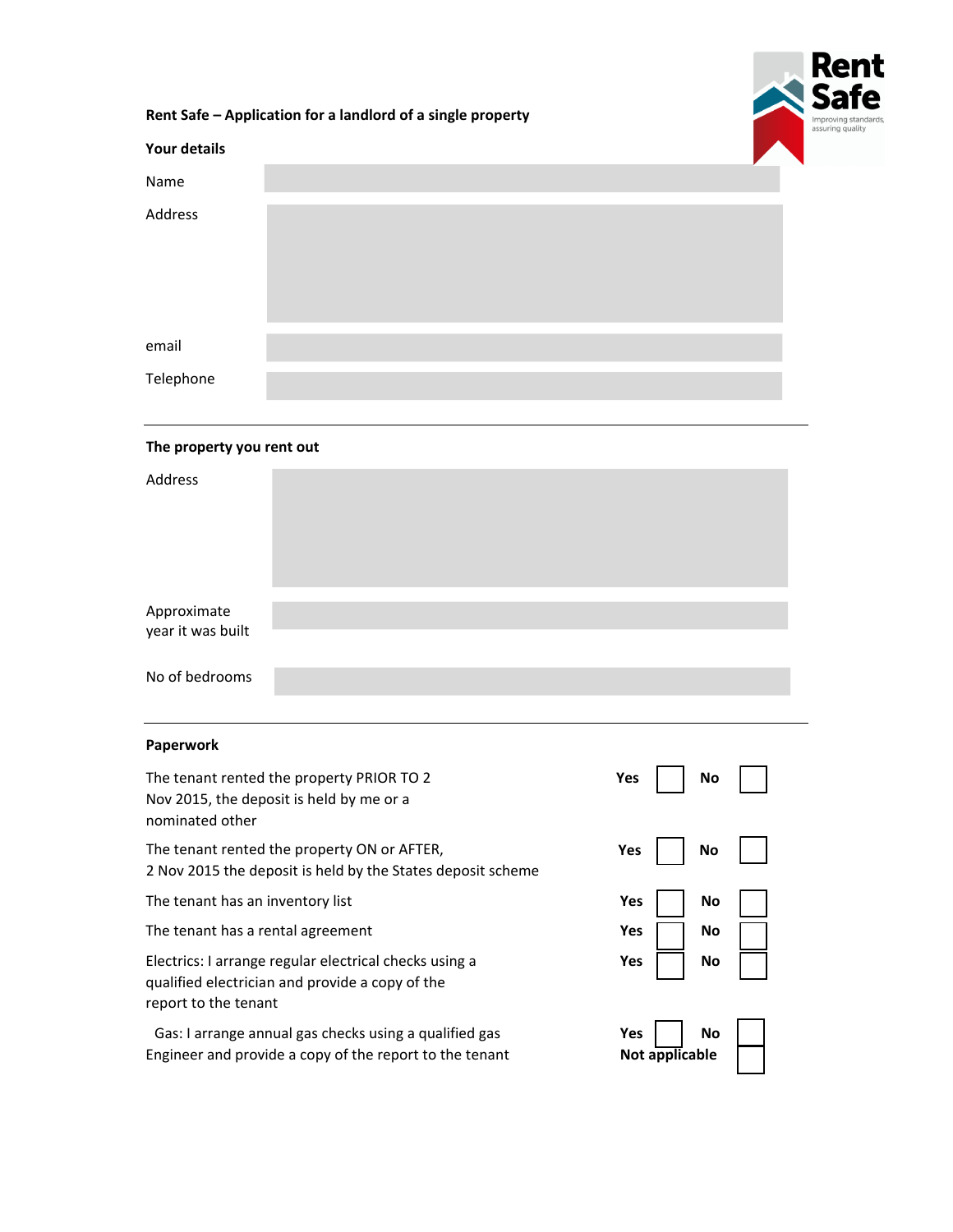## Rent Safe – Application for a landlord of a single property

### Your details

| | |
|---|---|
| Name | |
| Address | |
| email | |
| Telephone | |

### The property you rent out

| | |
|---|---|
| Address | |
| Approximate year it was built | |
| No of bedrooms | |

### Paperwork

| | | | | |
|---|---|---|---|---|
| The tenant rented the property PRIOR TO 2 Nov 2015, the deposit is held by me or a nominated other | **Yes** | ☐ | **No** | ☐ |
| The tenant rented the property ON or AFTER, 2 Nov 2015 the deposit is held by the States deposit scheme | **Yes** | ☐ | **No** | ☐ |
| The tenant has an inventory list | **Yes** | ☐ | **No** | ☐ |
| The tenant has a rental agreement | **Yes** | ☐ | **No** | ☐ |
| Electrics: I arrange regular electrical checks using a qualified electrician and provide a copy of the report to the tenant | **Yes** | ☐ | **No** | ☐ |
| Gas: I arrange annual gas checks using a qualified gas Engineer and provide a copy of the report to the tenant | **Yes** | ☐ | **No** | ☐ |
| | **Not applicable** | | | ☐ |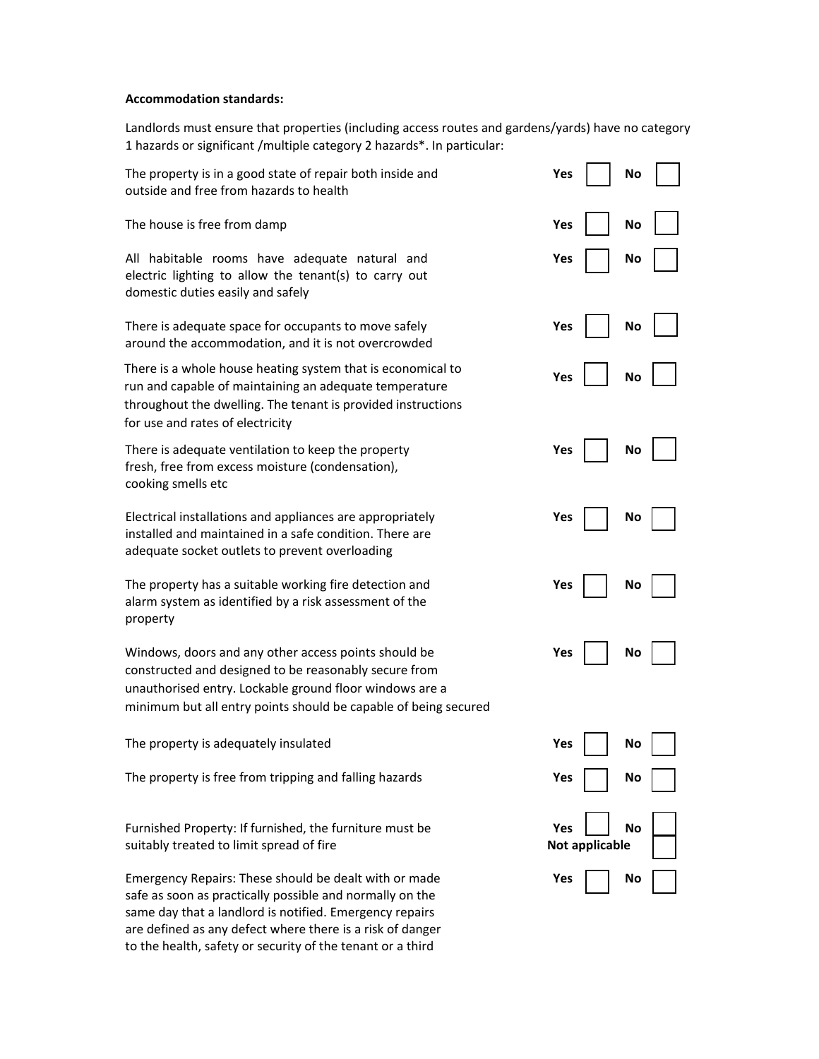**Accommodation standards:**

Landlords must ensure that properties (including access routes and gardens/yards) have no category 1 hazards or significant /multiple category 2 hazards*. In particular:

| Item | Yes | No |
|---|---|---|
| The property is in a good state of repair both inside and outside and free from hazards to health | ☐ | ☐ |
| The house is free from damp | ☐ | ☐ |
| All habitable rooms have adequate natural and electric lighting to allow the tenant(s) to carry out domestic duties easily and safely | ☐ | ☐ |
| There is adequate space for occupants to move safely around the accommodation, and it is not overcrowded | ☐ | ☐ |
| There is a whole house heating system that is economical to run and capable of maintaining an adequate temperature throughout the dwelling. The tenant is provided instructions for use and rates of electricity | ☐ | ☐ |
| There is adequate ventilation to keep the property fresh, free from excess moisture (condensation), cooking smells etc | ☐ | ☐ |
| Electrical installations and appliances are appropriately installed and maintained in a safe condition. There are adequate socket outlets to prevent overloading | ☐ | ☐ |
| The property has a suitable working fire detection and alarm system as identified by a risk assessment of the property | ☐ | ☐ |
| Windows, doors and any other access points should be constructed and designed to be reasonably secure from unauthorised entry. Lockable ground floor windows are a minimum but all entry points should be capable of being secured | ☐ | ☐ |
| The property is adequately insulated | ☐ | ☐ |
| The property is free from tripping and falling hazards | ☐ | ☐ |
| Furnished Property: If furnished, the furniture must be suitably treated to limit spread of fire | ☐ | ☐ |
| | **Not applicable** | ☐ |
| Emergency Repairs: These should be dealt with or made safe as soon as practically possible and normally on the same day that a landlord is notified. Emergency repairs are defined as any defect where there is a risk of danger to the health, safety or security of the tenant or a third | ☐ | ☐ |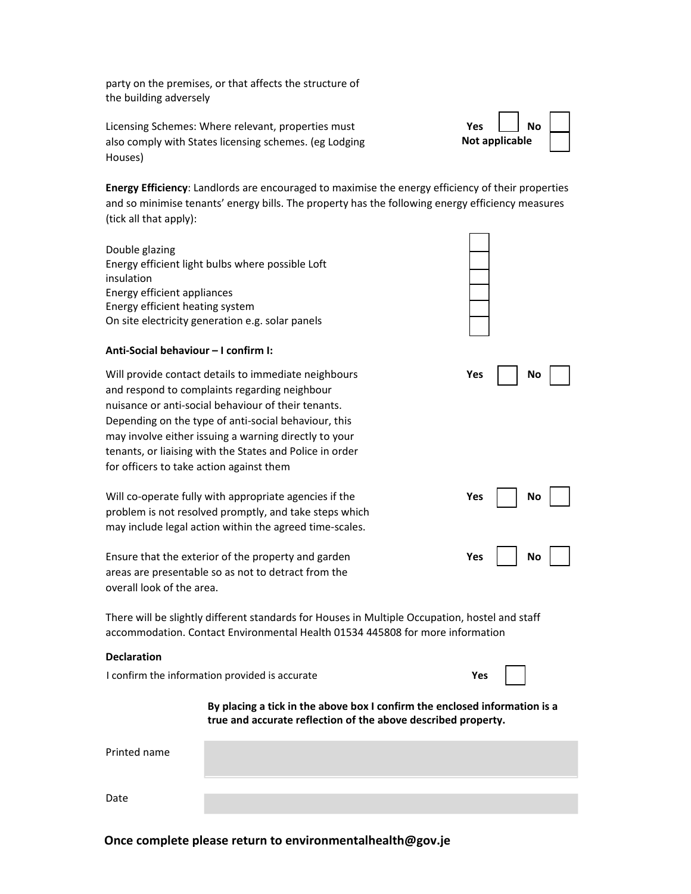party on the premises, or that affects the structure of the building adversely

| | |
|---|---|
| Licensing Schemes: Where relevant, properties must also comply with States licensing schemes. (eg Lodging Houses) | **Yes** ☐ **No** ☐ **Not applicable** ☐ |

**Energy Efficiency**: Landlords are encouraged to maximise the energy efficiency of their properties and so minimise tenants' energy bills. The property has the following energy efficiency measures (tick all that apply):

| | |
|---|---|
| Double glazing | ☐ |
| Energy efficient light bulbs where possible | ☐ |
| Loft insulation | ☐ |
| Energy efficient appliances | ☐ |
| Energy efficient heating system | ☐ |
| On site electricity generation e.g. solar panels | ☐ |

**Anti-Social behaviour – I confirm I:**

| | |
|---|---|
| Will provide contact details to immediate neighbours and respond to complaints regarding neighbour nuisance or anti-social behaviour of their tenants. Depending on the type of anti-social behaviour, this may involve either issuing a warning directly to your tenants, or liaising with the States and Police in order for officers to take action against them | **Yes** ☐ **No** ☐ |
| Will co-operate fully with appropriate agencies if the problem is not resolved promptly, and take steps which may include legal action within the agreed time-scales. | **Yes** ☐ **No** ☐ |
| Ensure that the exterior of the property and garden areas are presentable so as not to detract from the overall look of the area. | **Yes** ☐ **No** ☐ |

There will be slightly different standards for Houses in Multiple Occupation, hostel and staff accommodation. Contact Environmental Health 01534 445808 for more information

**Declaration**

I confirm the information provided is accurate **Yes** ☐

**By placing a tick in the above box I confirm the enclosed information is a true and accurate reflection of the above described property.**

Printed name

Date

**Once complete please return to environmentalhealth@gov.je**